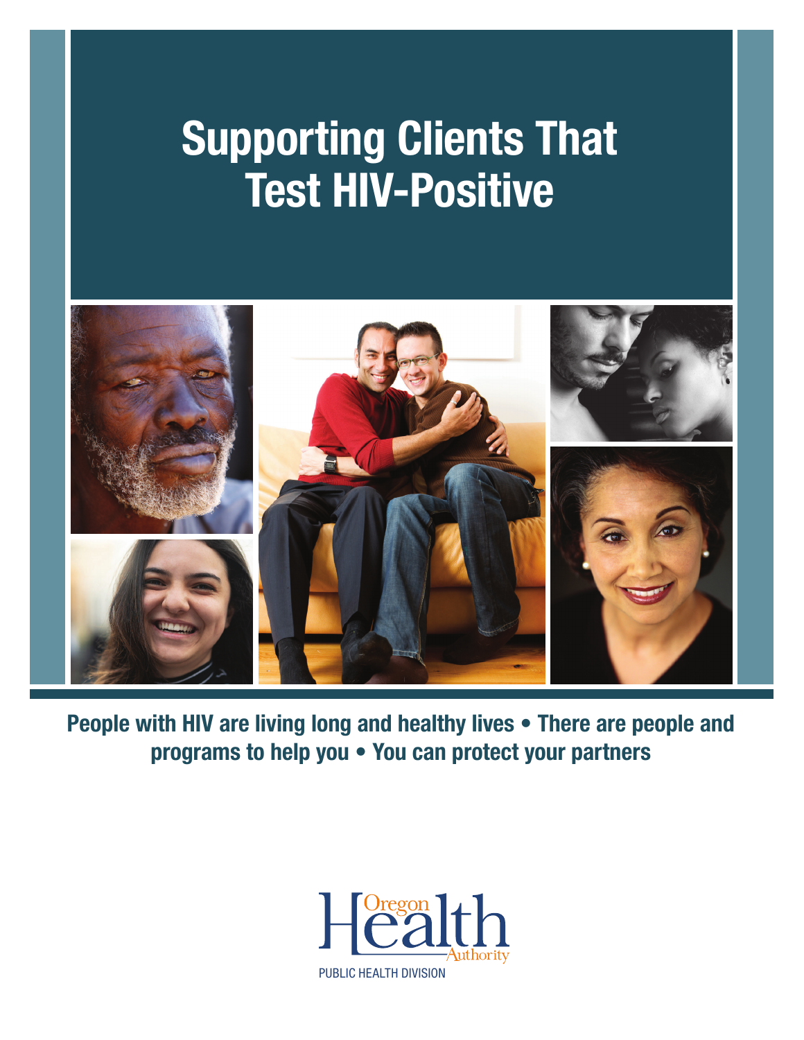# Supporting Clients That Test HIV-Positive

**People with HIV are living long and healthy lives • There are people and programs to help you • You can protect your partners**

Oregon Health Authority

PUBLIC HEALTH DIVISION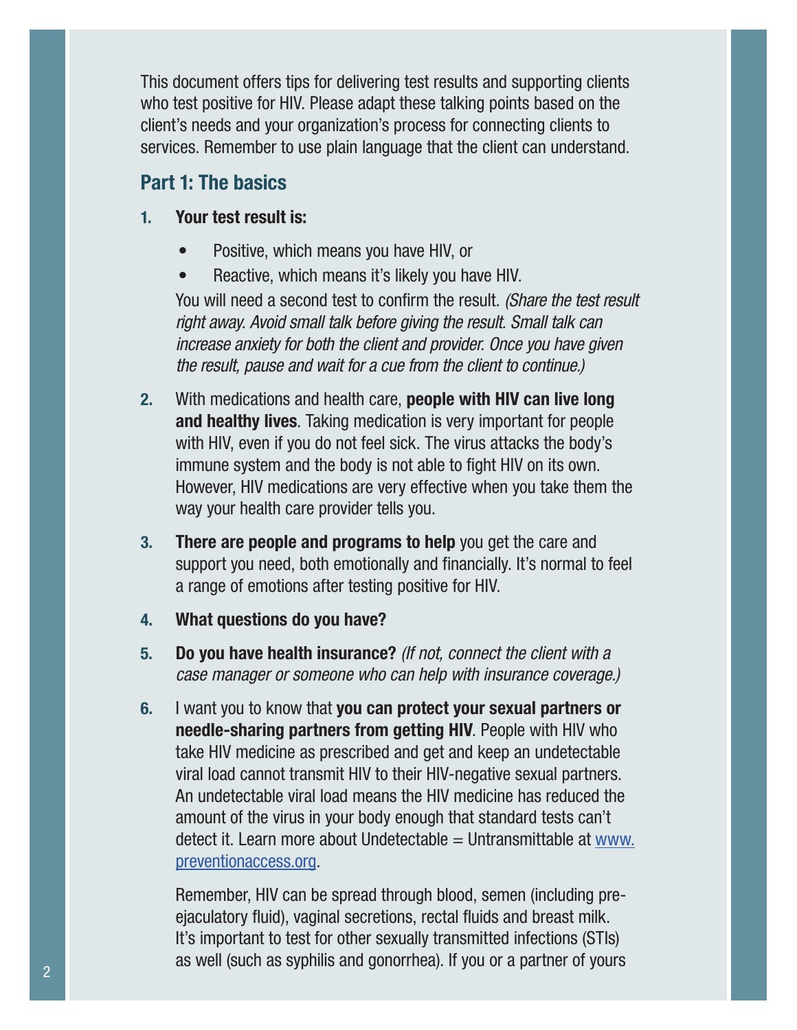This document offers tips for delivering test results and supporting clients who test positive for HIV. Please adapt these talking points based on the client's needs and your organization's process for connecting clients to services. Remember to use plain language that the client can understand.

## Part 1: The basics

1. **Your test result is:**

   - Positive, which means you have HIV, or
   - Reactive, which means it's likely you have HIV.

   You will need a second test to confirm the result. *(Share the test result right away. Avoid small talk before giving the result. Small talk can increase anxiety for both the client and provider. Once you have given the result, pause and wait for a cue from the client to continue.)*

2. With medications and health care, **people with HIV can live long and healthy lives**. Taking medication is very important for people with HIV, even if you do not feel sick. The virus attacks the body's immune system and the body is not able to fight HIV on its own. However, HIV medications are very effective when you take them the way your health care provider tells you.

3. **There are people and programs to help** you get the care and support you need, both emotionally and financially. It's normal to feel a range of emotions after testing positive for HIV.

4. **What questions do you have?**

5. **Do you have health insurance?** *(If not, connect the client with a case manager or someone who can help with insurance coverage.)*

6. I want you to know that **you can protect your sexual partners or needle-sharing partners from getting HIV**. People with HIV who take HIV medicine as prescribed and get and keep an undetectable viral load cannot transmit HIV to their HIV-negative sexual partners. An undetectable viral load means the HIV medicine has reduced the amount of the virus in your body enough that standard tests can't detect it. Learn more about Undetectable = Untransmittable at [www.preventionaccess.org](http://www.preventionaccess.org).

   Remember, HIV can be spread through blood, semen (including pre-ejaculatory fluid), vaginal secretions, rectal fluids and breast milk. It's important to test for other sexually transmitted infections (STIs) as well (such as syphilis and gonorrhea). If you or a partner of yours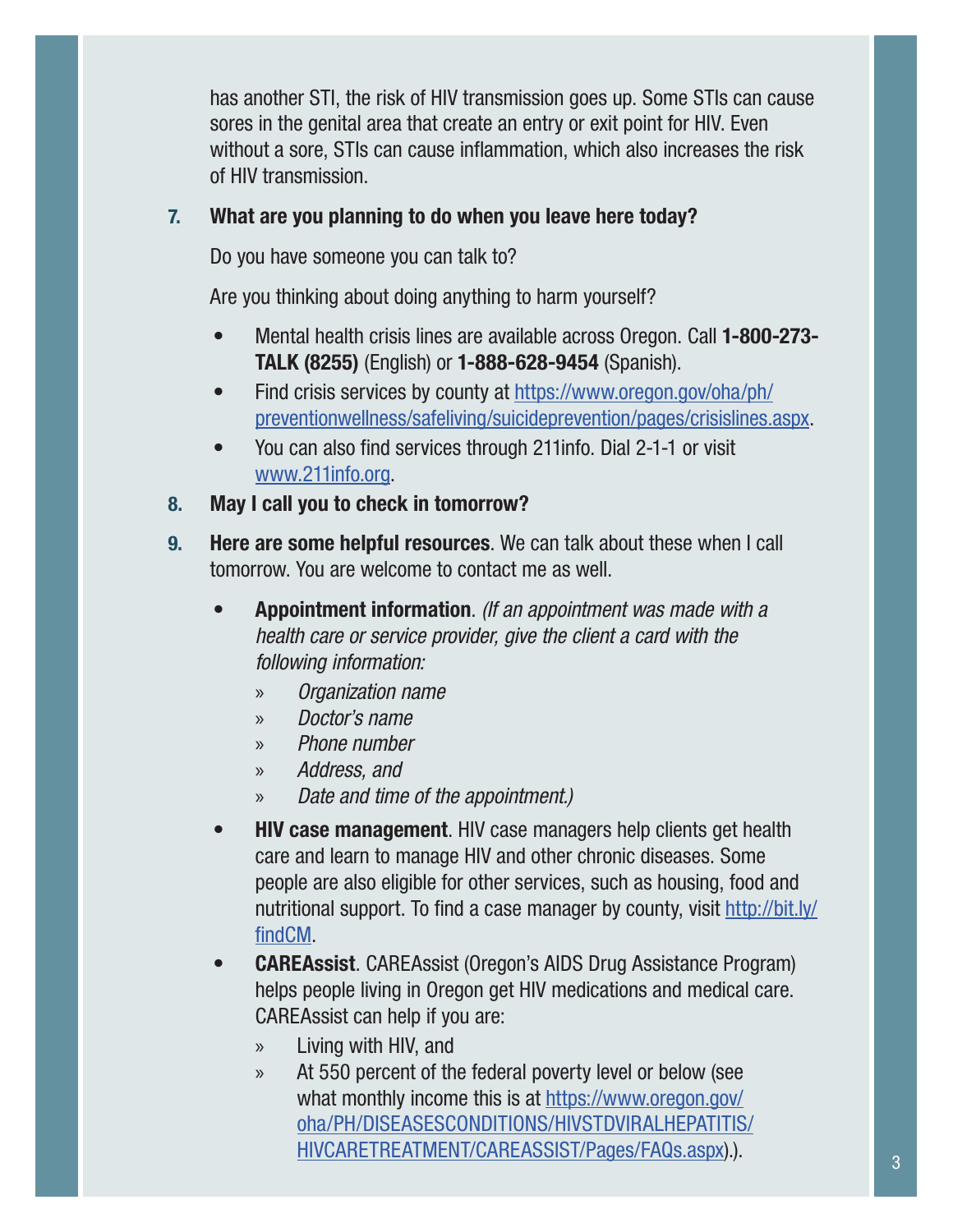has another STI, the risk of HIV transmission goes up. Some STIs can cause sores in the genital area that create an entry or exit point for HIV. Even without a sore, STIs can cause inflammation, which also increases the risk of HIV transmission.

7. **What are you planning to do when you leave here today?**

   Do you have someone you can talk to?

   Are you thinking about doing anything to harm yourself?

   - Mental health crisis lines are available across Oregon. Call **1-800-273-TALK (8255)** (English) or **1-888-628-9454** (Spanish).
   - Find crisis services by county at https://www.oregon.gov/oha/ph/preventionwellness/safeliving/suicideprevention/pages/crisislines.aspx.
   - You can also find services through 211info. Dial 2-1-1 or visit www.211info.org.

8. **May I call you to check in tomorrow?**

9. **Here are some helpful resources**. We can talk about these when I call tomorrow. You are welcome to contact me as well.

   - **Appointment information**. *(If an appointment was made with a health care or service provider, give the client a card with the following information:*
     - *Organization name*
     - *Doctor's name*
     - *Phone number*
     - *Address, and*
     - *Date and time of the appointment.)*
   - **HIV case management**. HIV case managers help clients get health care and learn to manage HIV and other chronic diseases. Some people are also eligible for other services, such as housing, food and nutritional support. To find a case manager by county, visit http://bit.ly/findCM.
   - **CAREAssist**. CAREAssist (Oregon's AIDS Drug Assistance Program) helps people living in Oregon get HIV medications and medical care. CAREAssist can help if you are:
     - Living with HIV, and
     - At 550 percent of the federal poverty level or below (see what monthly income this is at https://www.oregon.gov/oha/PH/DISEASESCONDITIONS/HIVSTDVIRALHEPATITIS/HIVCARETREATMENT/CAREASSIST/Pages/FAQs.aspx).).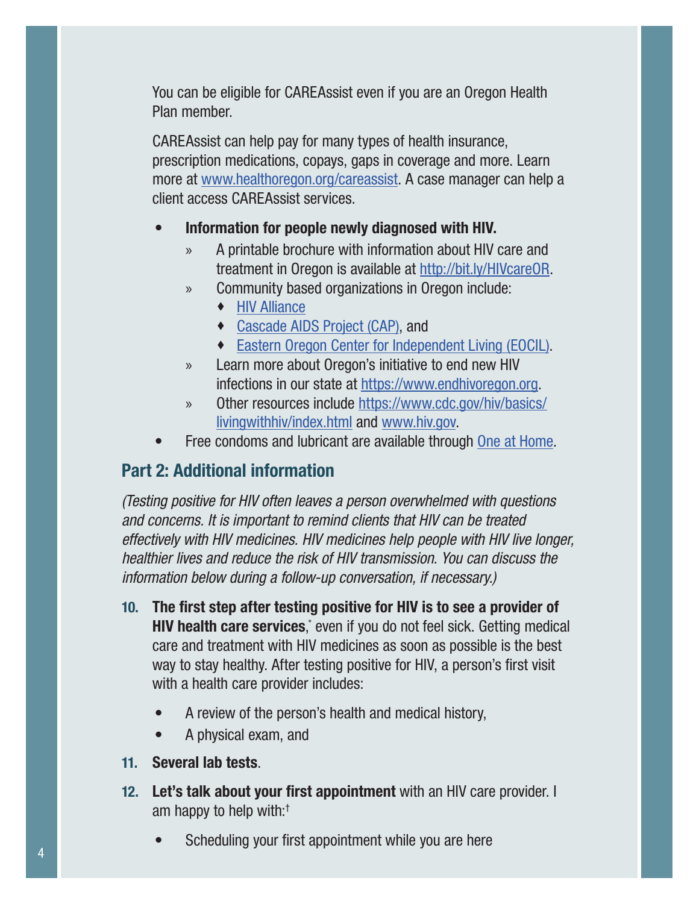You can be eligible for CAREAssist even if you are an Oregon Health Plan member.

CAREAssist can help pay for many types of health insurance, prescription medications, copays, gaps in coverage and more. Learn more at www.healthoregon.org/careassist. A case manager can help a client access CAREAssist services.

- **Information for people newly diagnosed with HIV.**
  - A printable brochure with information about HIV care and treatment in Oregon is available at http://bit.ly/HIVcareOR.
  - Community based organizations in Oregon include:
    - HIV Alliance
    - Cascade AIDS Project (CAP), and
    - Eastern Oregon Center for Independent Living (EOCIL).
  - Learn more about Oregon's initiative to end new HIV infections in our state at https://www.endhivoregon.org.
  - Other resources include https://www.cdc.gov/hiv/basics/livingwithhiv/index.html and www.hiv.gov.
- Free condoms and lubricant are available through One at Home.

## Part 2: Additional information

*(Testing positive for HIV often leaves a person overwhelmed with questions and concerns. It is important to remind clients that HIV can be treated effectively with HIV medicines. HIV medicines help people with HIV live longer, healthier lives and reduce the risk of HIV transmission. You can discuss the information below during a follow-up conversation, if necessary.)*

10. **The first step after testing positive for HIV is to see a provider of HIV health care services**,* even if you do not feel sick. Getting medical care and treatment with HIV medicines as soon as possible is the best way to stay healthy. After testing positive for HIV, a person's first visit with a health care provider includes:

    - A review of the person's health and medical history,
    - A physical exam, and

11. **Several lab tests**.

12. **Let's talk about your first appointment** with an HIV care provider. I am happy to help with:†

    - Scheduling your first appointment while you are here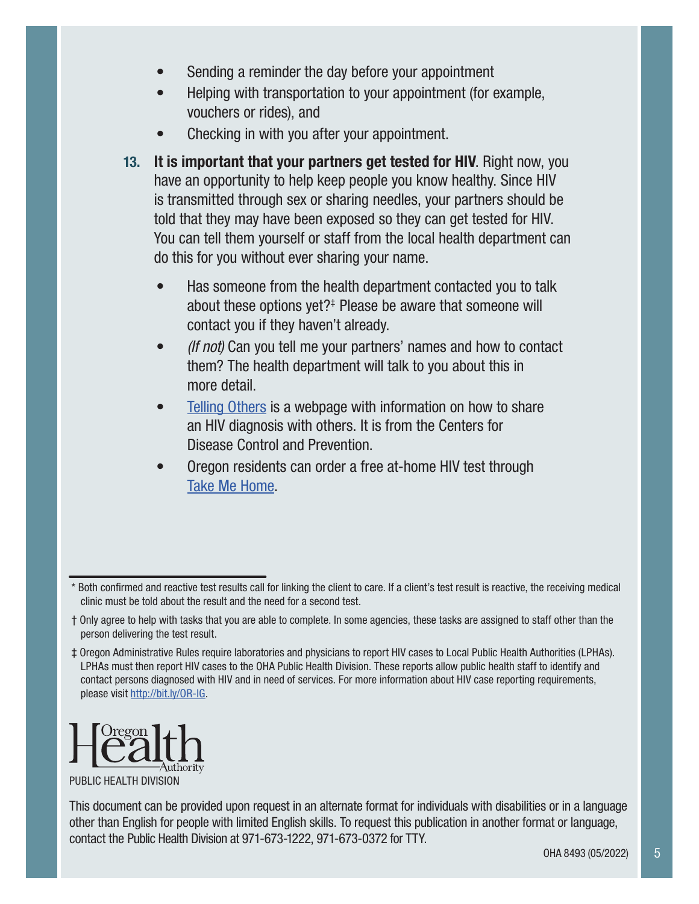- Sending a reminder the day before your appointment
- Helping with transportation to your appointment (for example, vouchers or rides), and
- Checking in with you after your appointment.

13. **It is important that your partners get tested for HIV**. Right now, you have an opportunity to help keep people you know healthy. Since HIV is transmitted through sex or sharing needles, your partners should be told that they may have been exposed so they can get tested for HIV. You can tell them yourself or staff from the local health department can do this for you without ever sharing your name.

    - Has someone from the health department contacted you to talk about these options yet?‡ Please be aware that someone will contact you if they haven't already.
    - *(If not)* Can you tell me your partners' names and how to contact them? The health department will talk to you about this in more detail.
    - Telling Others is a webpage with information on how to share an HIV diagnosis with others. It is from the Centers for Disease Control and Prevention.
    - Oregon residents can order a free at-home HIV test through Take Me Home.

---

\* Both confirmed and reactive test results call for linking the client to care. If a client's test result is reactive, the receiving medical clinic must be told about the result and the need for a second test.

† Only agree to help with tasks that you are able to complete. In some agencies, these tasks are assigned to staff other than the person delivering the test result.

‡ Oregon Administrative Rules require laboratories and physicians to report HIV cases to Local Public Health Authorities (LPHAs). LPHAs must then report HIV cases to the OHA Public Health Division. These reports allow public health staff to identify and contact persons diagnosed with HIV and in need of services. For more information about HIV case reporting requirements, please visit http://bit.ly/OR-IG.

Oregon Health Authority

PUBLIC HEALTH DIVISION

This document can be provided upon request in an alternate format for individuals with disabilities or in a language other than English for people with limited English skills. To request this publication in another format or language, contact the Public Health Division at 971-673-1222, 971-673-0372 for TTY.

OHA 8493 (05/2022)